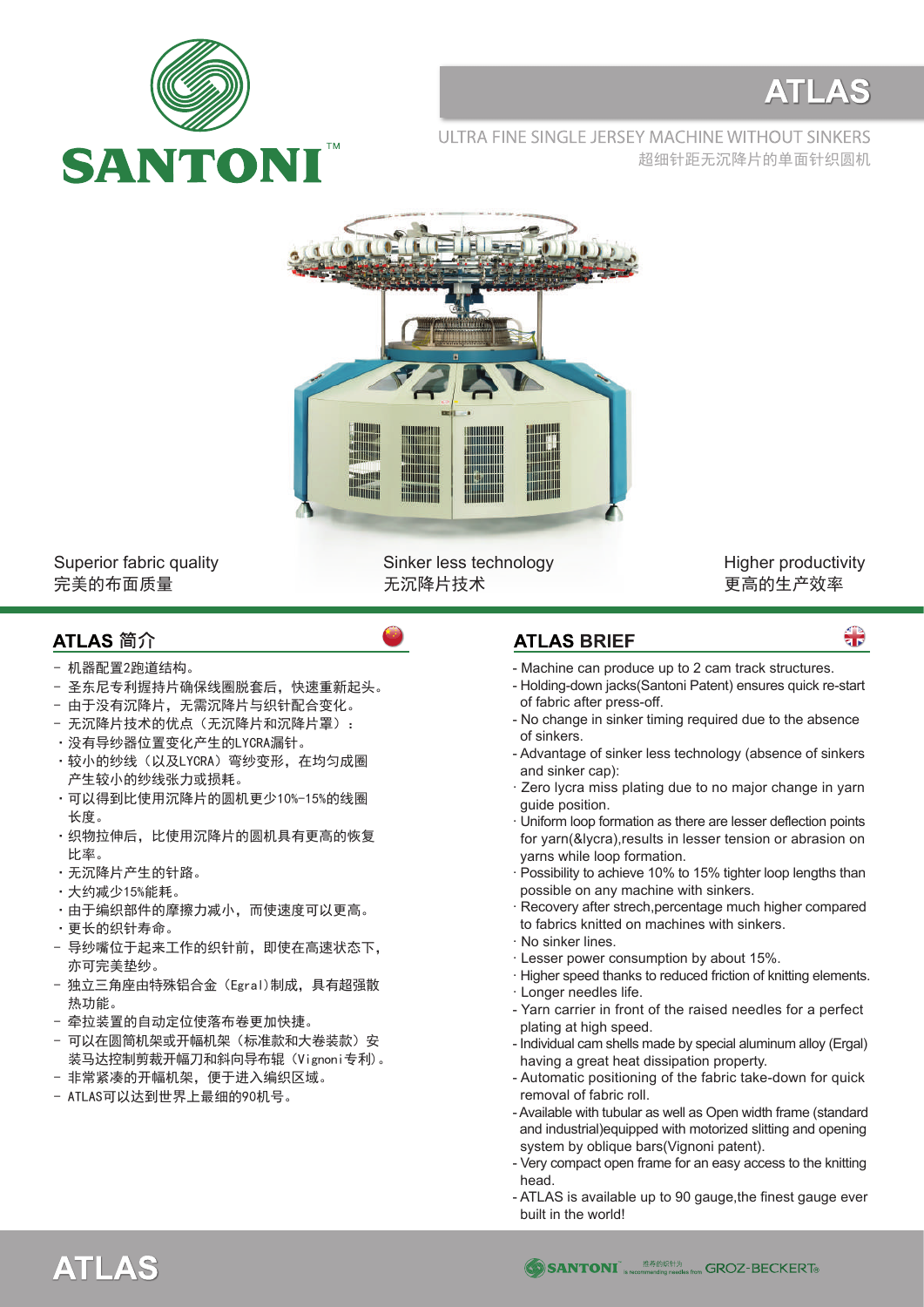# ATLAS

ULTRA FINE SINGLE JERSEY MACHINE WITHOUT SINKERS
超细针距无沉降片的单面针织圆机

Superior fabric quality
完美的布面质量

Sinker less technology
无沉降片技术

Higher productivity
更高的生产效率

## ATLAS 简介

- 机器配置2跑道结构。
- 圣东尼专利握持片确保线圈脱套后，快速重新起头。
- 由于没有沉降片，无需沉降片与织针配合变化。
- 无沉降片技术的优点（无沉降片和沉降片罩）：
  - ·没有导纱器位置变化产生的LYCRA漏针。
  - ·较小的纱线（以及LYCRA）弯纱变形，在均匀成圈产生较小的纱线张力或损耗。
  - ·可以得到比使用沉降片的圆机更少10%-15%的线圈长度。
  - ·织物拉伸后，比使用沉降片的圆机具有更高的恢复比率。
  - ·无沉降片产生的针路。
  - ·大约减少15%能耗。
  - ·由于编织部件的摩擦力减小，而使速度可以更高。
  - ·更长的织针寿命。
- 导纱嘴位于起来工作的织针前，即使在高速状态下，亦可完美垫纱。
- 独立三角座由特殊铝合金（Egral)制成，具有超强散热功能。
- 牵拉装置的自动定位使落布卷更加快捷。
- 可以在圆筒机架或开幅机架（标准款和大卷装款）安装马达控制剪裁开幅刀和斜向导布辊（Vignoni专利）。
- 非常紧凑的开幅机架，便于进入编织区域。
- ATLAS可以达到世界上最细的90机号。

## ATLAS BRIEF

- Machine can produce up to 2 cam track structures.
- Holding-down jacks(Santoni Patent) ensures quick re-start of fabric after press-off.
- No change in sinker timing required due to the absence of sinkers.
- Advantage of sinker less technology (absence of sinkers and sinker cap):
  - · Zero lycra miss plating due to no major change in yarn guide position.
  - · Uniform loop formation as there are lesser deflection points for yarn(&lycra),results in lesser tension or abrasion on yarns while loop formation.
  - · Possibility to achieve 10% to 15% tighter loop lengths than possible on any machine with sinkers.
  - · Recovery after strech,percentage much higher compared to fabrics knitted on machines with sinkers.
  - · No sinker lines.
  - · Lesser power consumption by about 15%.
  - · Higher speed thanks to reduced friction of knitting elements.
  - · Longer needles life.
- Yarn carrier in front of the raised needles for a perfect plating at high speed.
- Individual cam shells made by special aluminum alloy (Ergal) having a great heat dissipation property.
- Automatic positioning of the fabric take-down for quick removal of fabric roll.
- Available with tubular as well as Open width frame (standard and industrial)equipped with motorized slitting and opening system by oblique bars(Vignoni patent).
- Very compact open frame for an easy access to the knitting head.
- ATLAS is available up to 90 gauge,the finest gauge ever built in the world!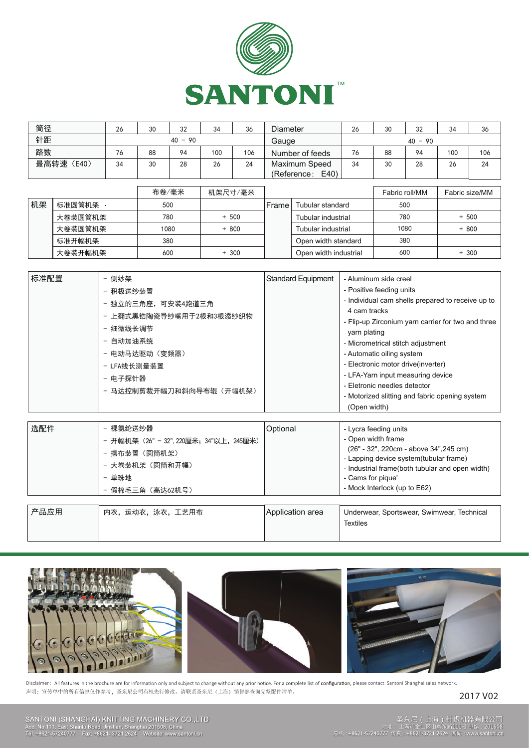# SANTONI™

| 筒径 | 26 | 30 | 32 | 34 | 36 | Diameter | 26 | 30 | 32 | 34 | 36 |
|---|---|---|---|---|---|---|---|---|---|---|---|
| 针距 | 40 － 90 | | | | | Gauge | 40 － 90 | | | | |
| 路数 | 76 | 88 | 94 | 100 | 106 | Number of feeds | 76 | 88 | 94 | 100 | 106 |
| 最高转速（E40） | 34 | 30 | 28 | 26 | 24 | Maximum Speed (Reference: E40) | 34 | 30 | 28 | 26 | 24 |

| | | 布卷/毫米 | 机架尺寸/毫米 | | | Fabric roll/MM | Fabric size/MM |
|---|---|---|---|---|---|---|---|
| 机架 | 标准圆筒机架 | 500 | | Frame | Tubular standard | 500 | |
| | 大卷装圆筒机架 | 780 | ＋ 500 | | Tubular industrial | 780 | ＋ 500 |
| | 大卷装圆筒机架 | 1080 | ＋ 800 | | Tubular industrial | 1080 | ＋ 800 |
| | 标准开幅机架 | 380 | | | Open width standard | 380 | |
| | 大卷装开幅机架 | 600 | ＋ 300 | | Open width industrial | 600 | ＋ 300 |

| | | | |
|---|---|---|---|
| 标准配置 | － 侧纱架<br>－ 积极送纱装置<br>－ 独立的三角座，可安装4跑道三角<br>－ 上翻式黑锆陶瓷导纱嘴用于2根和3根添纱织物<br>－ 细微线长调节<br>－ 自动加油系统<br>－ 电动马达驱动（变频器）<br>－ LFA线长测量装置<br>－ 电子探针器<br>－ 马达控制剪裁开幅刀和斜向导布辊（开幅机架） | Standard Equipment | - Aluminum side creel<br>- Positive feeding units<br>- Individual cam shells prepared to receive up to 4 cam tracks<br>- Flip-up Zirconium yarn carrier for two and three yarn plating<br>- Micrometrical stitch adjustment<br>- Automatic oiling system<br>- Electronic motor drive(inverter)<br>- LFA-Yarn input measuring device<br>- Eletronic needles detector<br>- Motorized slitting and fabric opening system (Open width) |
| 选配件 | － 裸氨纶送纱器<br>－ 开幅机架（26" － 32", 220厘米；34"以上，245厘米）<br>－ 摆布装置（圆筒机架）<br>－ 大卷装机架（圆筒和开幅）<br>－ 单珠地<br>－ 假棉毛三角（高达62机号） | Optional | - Lycra feeding units<br>- Open width frame (26" - 32", 220cm - above 34",245 cm)<br>- Lapping device system(tubular frame)<br>- Industrial frame(both tubular and open width)<br>- Cams for pique'<br>- Mock Interlock (up to E62) |
| 产品应用 | 内衣，运动衣，泳衣，工艺用布 | Application area | Underwear, Sportswear, Swimwear, Technical Textiles |

Disclaimer: All features in the brochure are for information only and subject to change without any prior notice. For a complete list of configuration, please contact Santoni Shanghai sales network.
声明：宣传单中的所有信息仅作参考，圣东尼公司有权先行修改。请联系圣东尼（上海）销售部查询完整配件清单。

2017 V02

SANTONI (SHANGHAI) KNITTING MACHINERY CO.,LTD
Add: No.111, East Shanfu Road, Jinshan, Shanghai 201508, China
Tel: +8621-57240777 Fax: +8621- 3721 2624 Website: www.santoni.cn

圣东尼（上海）针织机器有限公司
地址：上海市金山区山福东路111号 邮编：201508
总机：+8621-57240777 传真：+8621-3721 2624 网站：www.santoni.cn